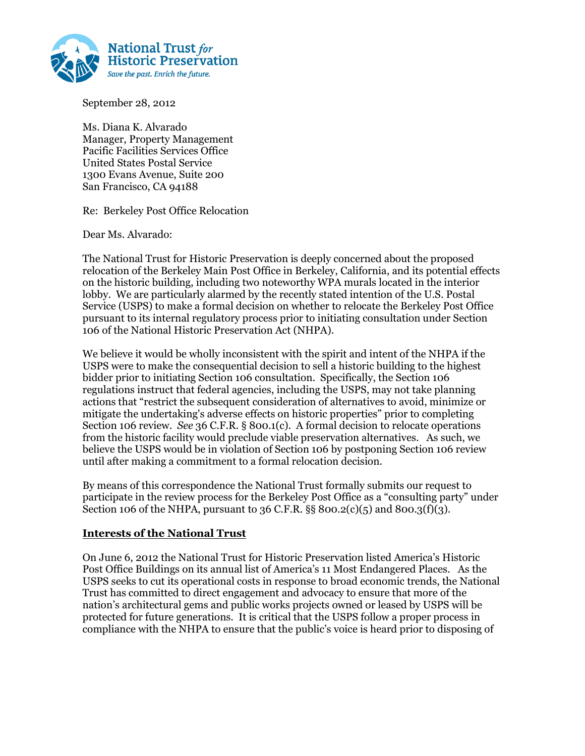National Trust *for* Historic Preservation
*Save the past. Enrich the future.*

September 28, 2012

Ms. Diana K. Alvarado
Manager, Property Management
Pacific Facilities Services Office
United States Postal Service
1300 Evans Avenue, Suite 200
San Francisco, CA 94188

Re: Berkeley Post Office Relocation

Dear Ms. Alvarado:

The National Trust for Historic Preservation is deeply concerned about the proposed relocation of the Berkeley Main Post Office in Berkeley, California, and its potential effects on the historic building, including two noteworthy WPA murals located in the interior lobby. We are particularly alarmed by the recently stated intention of the U.S. Postal Service (USPS) to make a formal decision on whether to relocate the Berkeley Post Office pursuant to its internal regulatory process prior to initiating consultation under Section 106 of the National Historic Preservation Act (NHPA).

We believe it would be wholly inconsistent with the spirit and intent of the NHPA if the USPS were to make the consequential decision to sell a historic building to the highest bidder prior to initiating Section 106 consultation. Specifically, the Section 106 regulations instruct that federal agencies, including the USPS, may not take planning actions that "restrict the subsequent consideration of alternatives to avoid, minimize or mitigate the undertaking's adverse effects on historic properties" prior to completing Section 106 review. *See* 36 C.F.R. § 800.1(c). A formal decision to relocate operations from the historic facility would preclude viable preservation alternatives. As such, we believe the USPS would be in violation of Section 106 by postponing Section 106 review until after making a commitment to a formal relocation decision.

By means of this correspondence the National Trust formally submits our request to participate in the review process for the Berkeley Post Office as a "consulting party" under Section 106 of the NHPA, pursuant to 36 C.F.R. §§ 800.2(c)(5) and 800.3(f)(3).

## Interests of the National Trust

On June 6, 2012 the National Trust for Historic Preservation listed America's Historic Post Office Buildings on its annual list of America's 11 Most Endangered Places. As the USPS seeks to cut its operational costs in response to broad economic trends, the National Trust has committed to direct engagement and advocacy to ensure that more of the nation's architectural gems and public works projects owned or leased by USPS will be protected for future generations. It is critical that the USPS follow a proper process in compliance with the NHPA to ensure that the public's voice is heard prior to disposing of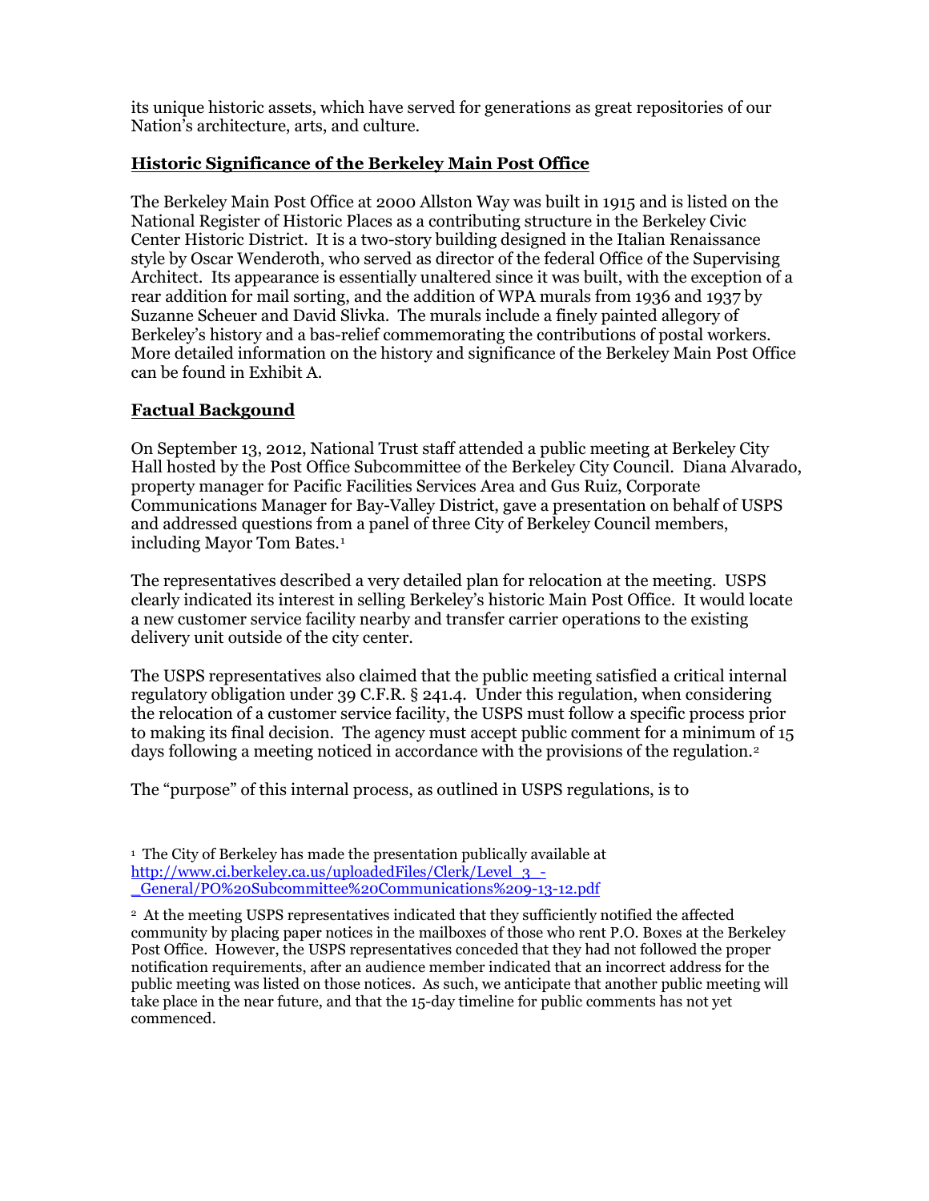its unique historic assets, which have served for generations as great repositories of our Nation's architecture, arts, and culture.

## Historic Significance of the Berkeley Main Post Office

The Berkeley Main Post Office at 2000 Allston Way was built in 1915 and is listed on the National Register of Historic Places as a contributing structure in the Berkeley Civic Center Historic District. It is a two-story building designed in the Italian Renaissance style by Oscar Wenderoth, who served as director of the federal Office of the Supervising Architect. Its appearance is essentially unaltered since it was built, with the exception of a rear addition for mail sorting, and the addition of WPA murals from 1936 and 1937 by Suzanne Scheuer and David Slivka. The murals include a finely painted allegory of Berkeley's history and a bas-relief commemorating the contributions of postal workers. More detailed information on the history and significance of the Berkeley Main Post Office can be found in Exhibit A.

## Factual Backgound

On September 13, 2012, National Trust staff attended a public meeting at Berkeley City Hall hosted by the Post Office Subcommittee of the Berkeley City Council. Diana Alvarado, property manager for Pacific Facilities Services Area and Gus Ruiz, Corporate Communications Manager for Bay-Valley District, gave a presentation on behalf of USPS and addressed questions from a panel of three City of Berkeley Council members, including Mayor Tom Bates.[1]

The representatives described a very detailed plan for relocation at the meeting. USPS clearly indicated its interest in selling Berkeley's historic Main Post Office. It would locate a new customer service facility nearby and transfer carrier operations to the existing delivery unit outside of the city center.

The USPS representatives also claimed that the public meeting satisfied a critical internal regulatory obligation under 39 C.F.R. § 241.4. Under this regulation, when considering the relocation of a customer service facility, the USPS must follow a specific process prior to making its final decision. The agency must accept public comment for a minimum of 15 days following a meeting noticed in accordance with the provisions of the regulation.[2]

The "purpose" of this internal process, as outlined in USPS regulations, is to

---

[1] The City of Berkeley has made the presentation publically available at http://www.ci.berkeley.ca.us/uploadedFiles/Clerk/Level_3_-_General/PO%20Subcommittee%20Communications%209-13-12.pdf

[2] At the meeting USPS representatives indicated that they sufficiently notified the affected community by placing paper notices in the mailboxes of those who rent P.O. Boxes at the Berkeley Post Office. However, the USPS representatives conceded that they had not followed the proper notification requirements, after an audience member indicated that an incorrect address for the public meeting was listed on those notices. As such, we anticipate that another public meeting will take place in the near future, and that the 15-day timeline for public comments has not yet commenced.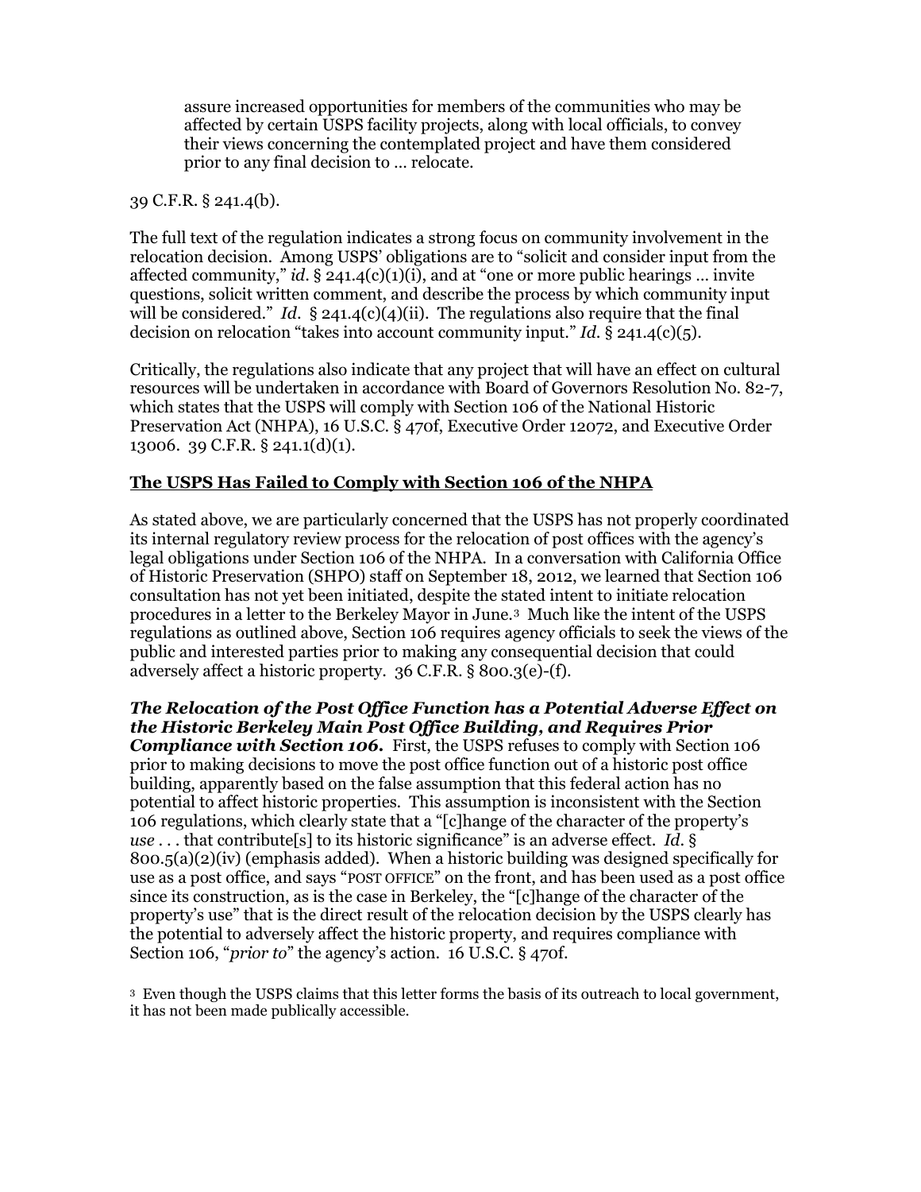> assure increased opportunities for members of the communities who may be affected by certain USPS facility projects, along with local officials, to convey their views concerning the contemplated project and have them considered prior to any final decision to … relocate.

39 C.F.R. § 241.4(b).

The full text of the regulation indicates a strong focus on community involvement in the relocation decision. Among USPS' obligations are to "solicit and consider input from the affected community," *id.* § 241.4(c)(1)(i), and at "one or more public hearings … invite questions, solicit written comment, and describe the process by which community input will be considered." *Id.* § 241.4(c)(4)(ii). The regulations also require that the final decision on relocation "takes into account community input." *Id.* § 241.4(c)(5).

Critically, the regulations also indicate that any project that will have an effect on cultural resources will be undertaken in accordance with Board of Governors Resolution No. 82-7, which states that the USPS will comply with Section 106 of the National Historic Preservation Act (NHPA), 16 U.S.C. § 470f, Executive Order 12072, and Executive Order 13006. 39 C.F.R. § 241.1(d)(1).

**<u>The USPS Has Failed to Comply with Section 106 of the NHPA</u>**

As stated above, we are particularly concerned that the USPS has not properly coordinated its internal regulatory review process for the relocation of post offices with the agency's legal obligations under Section 106 of the NHPA. In a conversation with California Office of Historic Preservation (SHPO) staff on September 18, 2012, we learned that Section 106 consultation has not yet been initiated, despite the stated intent to initiate relocation procedures in a letter to the Berkeley Mayor in June.[3] Much like the intent of the USPS regulations as outlined above, Section 106 requires agency officials to seek the views of the public and interested parties prior to making any consequential decision that could adversely affect a historic property. 36 C.F.R. § 800.3(e)-(f).

***The Relocation of the Post Office Function has a Potential Adverse Effect on the Historic Berkeley Main Post Office Building, and Requires Prior Compliance with Section 106.*** First, the USPS refuses to comply with Section 106 prior to making decisions to move the post office function out of a historic post office building, apparently based on the false assumption that this federal action has no potential to affect historic properties. This assumption is inconsistent with the Section 106 regulations, which clearly state that a "[c]hange of the character of the property's *use* . . . that contribute[s] to its historic significance" is an adverse effect. *Id.* § 800.5(a)(2)(iv) (emphasis added). When a historic building was designed specifically for use as a post office, and says "POST OFFICE" on the front, and has been used as a post office since its construction, as is the case in Berkeley, the "[c]hange of the character of the property's use" that is the direct result of the relocation decision by the USPS clearly has the potential to adversely affect the historic property, and requires compliance with Section 106, "*prior to*" the agency's action. 16 U.S.C. § 470f.

[3] Even though the USPS claims that this letter forms the basis of its outreach to local government, it has not been made publically accessible.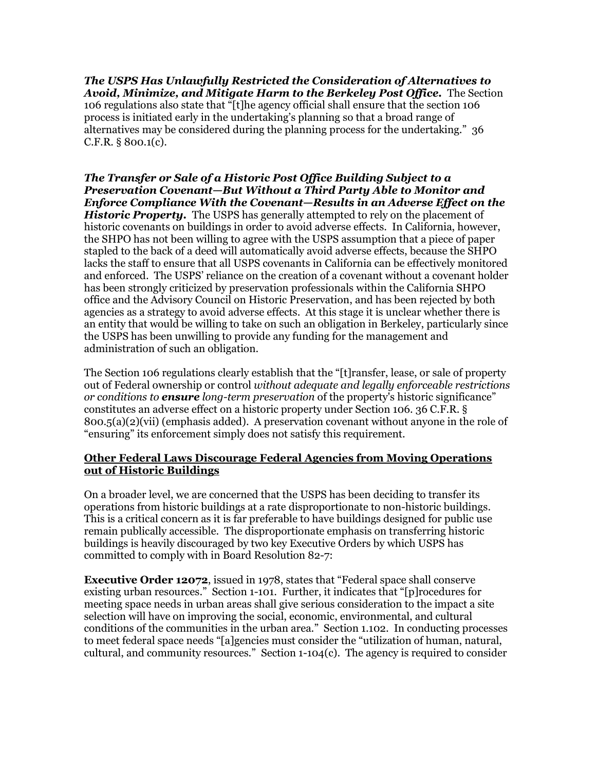***The USPS Has Unlawfully Restricted the Consideration of Alternatives to Avoid, Minimize, and Mitigate Harm to the Berkeley Post Office.*** The Section 106 regulations also state that "[t]he agency official shall ensure that the section 106 process is initiated early in the undertaking's planning so that a broad range of alternatives may be considered during the planning process for the undertaking." 36 C.F.R. § 800.1(c).

***The Transfer or Sale of a Historic Post Office Building Subject to a Preservation Covenant—But Without a Third Party Able to Monitor and Enforce Compliance With the Covenant—Results in an Adverse Effect on the Historic Property.*** The USPS has generally attempted to rely on the placement of historic covenants on buildings in order to avoid adverse effects. In California, however, the SHPO has not been willing to agree with the USPS assumption that a piece of paper stapled to the back of a deed will automatically avoid adverse effects, because the SHPO lacks the staff to ensure that all USPS covenants in California can be effectively monitored and enforced. The USPS' reliance on the creation of a covenant without a covenant holder has been strongly criticized by preservation professionals within the California SHPO office and the Advisory Council on Historic Preservation, and has been rejected by both agencies as a strategy to avoid adverse effects. At this stage it is unclear whether there is an entity that would be willing to take on such an obligation in Berkeley, particularly since the USPS has been unwilling to provide any funding for the management and administration of such an obligation.

The Section 106 regulations clearly establish that the "[t]ransfer, lease, or sale of property out of Federal ownership or control *without adequate and legally enforceable restrictions or conditions to **ensure** long-term preservation* of the property's historic significance" constitutes an adverse effect on a historic property under Section 106. 36 C.F.R. § 800.5(a)(2)(vii) (emphasis added). A preservation covenant without anyone in the role of "ensuring" its enforcement simply does not satisfy this requirement.

**Other Federal Laws Discourage Federal Agencies from Moving Operations out of Historic Buildings**

On a broader level, we are concerned that the USPS has been deciding to transfer its operations from historic buildings at a rate disproportionate to non-historic buildings. This is a critical concern as it is far preferable to have buildings designed for public use remain publically accessible. The disproportionate emphasis on transferring historic buildings is heavily discouraged by two key Executive Orders by which USPS has committed to comply with in Board Resolution 82-7:

**Executive Order 12072**, issued in 1978, states that "Federal space shall conserve existing urban resources." Section 1-101. Further, it indicates that "[p]rocedures for meeting space needs in urban areas shall give serious consideration to the impact a site selection will have on improving the social, economic, environmental, and cultural conditions of the communities in the urban area." Section 1.102. In conducting processes to meet federal space needs "[a]gencies must consider the "utilization of human, natural, cultural, and community resources." Section 1-104(c). The agency is required to consider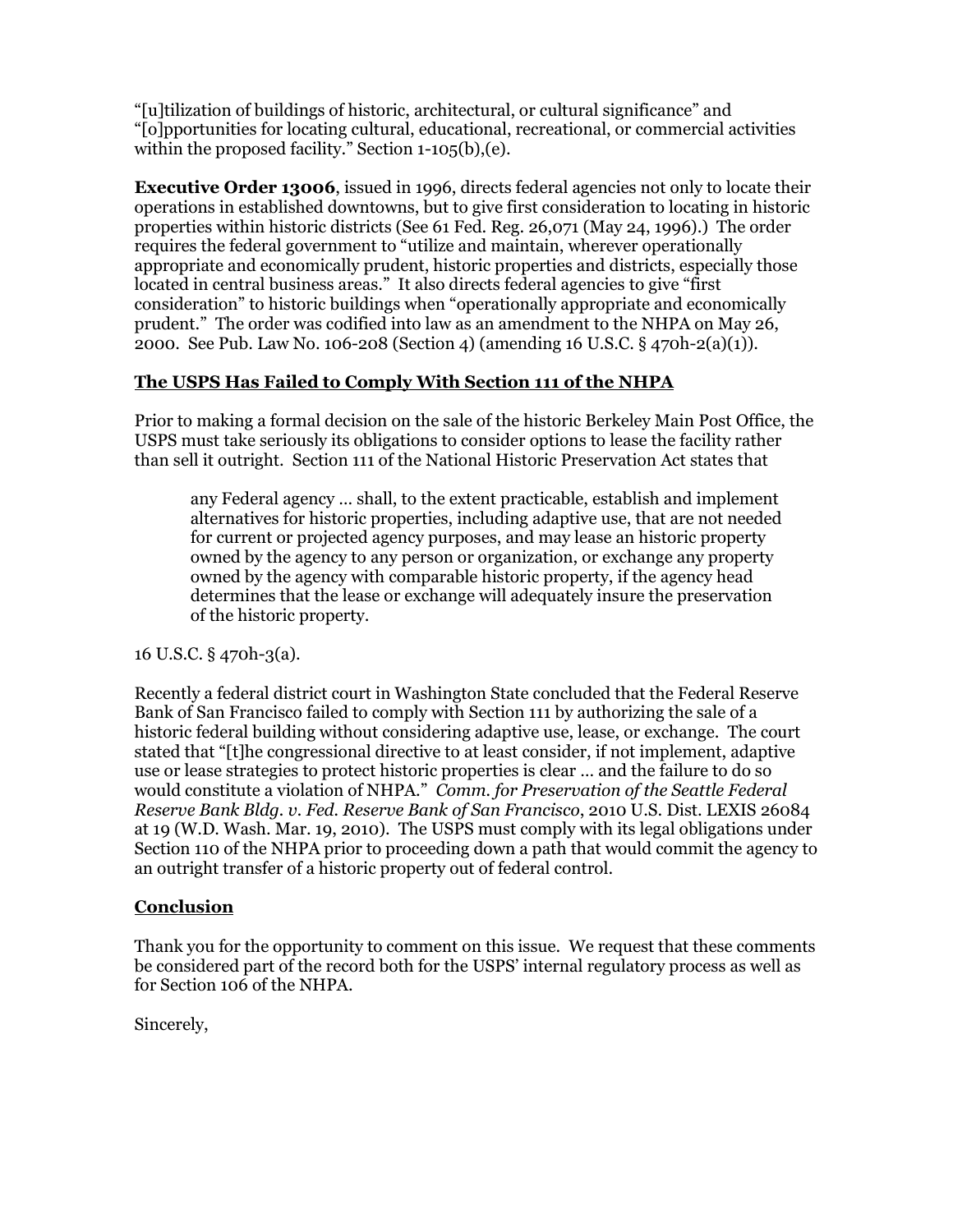"[u]tilization of buildings of historic, architectural, or cultural significance" and "[o]pportunities for locating cultural, educational, recreational, or commercial activities within the proposed facility." Section 1-105(b),(e).

**Executive Order 13006**, issued in 1996, directs federal agencies not only to locate their operations in established downtowns, but to give first consideration to locating in historic properties within historic districts (See 61 Fed. Reg. 26,071 (May 24, 1996).) The order requires the federal government to "utilize and maintain, wherever operationally appropriate and economically prudent, historic properties and districts, especially those located in central business areas." It also directs federal agencies to give "first consideration" to historic buildings when "operationally appropriate and economically prudent." The order was codified into law as an amendment to the NHPA on May 26, 2000. See Pub. Law No. 106-208 (Section 4) (amending 16 U.S.C. § 470h-2(a)(1)).

**<u>The USPS Has Failed to Comply With Section 111 of the NHPA</u>**

Prior to making a formal decision on the sale of the historic Berkeley Main Post Office, the USPS must take seriously its obligations to consider options to lease the facility rather than sell it outright. Section 111 of the National Historic Preservation Act states that

> any Federal agency … shall, to the extent practicable, establish and implement alternatives for historic properties, including adaptive use, that are not needed for current or projected agency purposes, and may lease an historic property owned by the agency to any person or organization, or exchange any property owned by the agency with comparable historic property, if the agency head determines that the lease or exchange will adequately insure the preservation of the historic property.

16 U.S.C. § 470h-3(a).

Recently a federal district court in Washington State concluded that the Federal Reserve Bank of San Francisco failed to comply with Section 111 by authorizing the sale of a historic federal building without considering adaptive use, lease, or exchange. The court stated that "[t]he congressional directive to at least consider, if not implement, adaptive use or lease strategies to protect historic properties is clear … and the failure to do so would constitute a violation of NHPA." *Comm. for Preservation of the Seattle Federal Reserve Bank Bldg. v. Fed. Reserve Bank of San Francisco*, 2010 U.S. Dist. LEXIS 26084 at 19 (W.D. Wash. Mar. 19, 2010). The USPS must comply with its legal obligations under Section 110 of the NHPA prior to proceeding down a path that would commit the agency to an outright transfer of a historic property out of federal control.

**<u>Conclusion</u>**

Thank you for the opportunity to comment on this issue. We request that these comments be considered part of the record both for the USPS' internal regulatory process as well as for Section 106 of the NHPA.

Sincerely,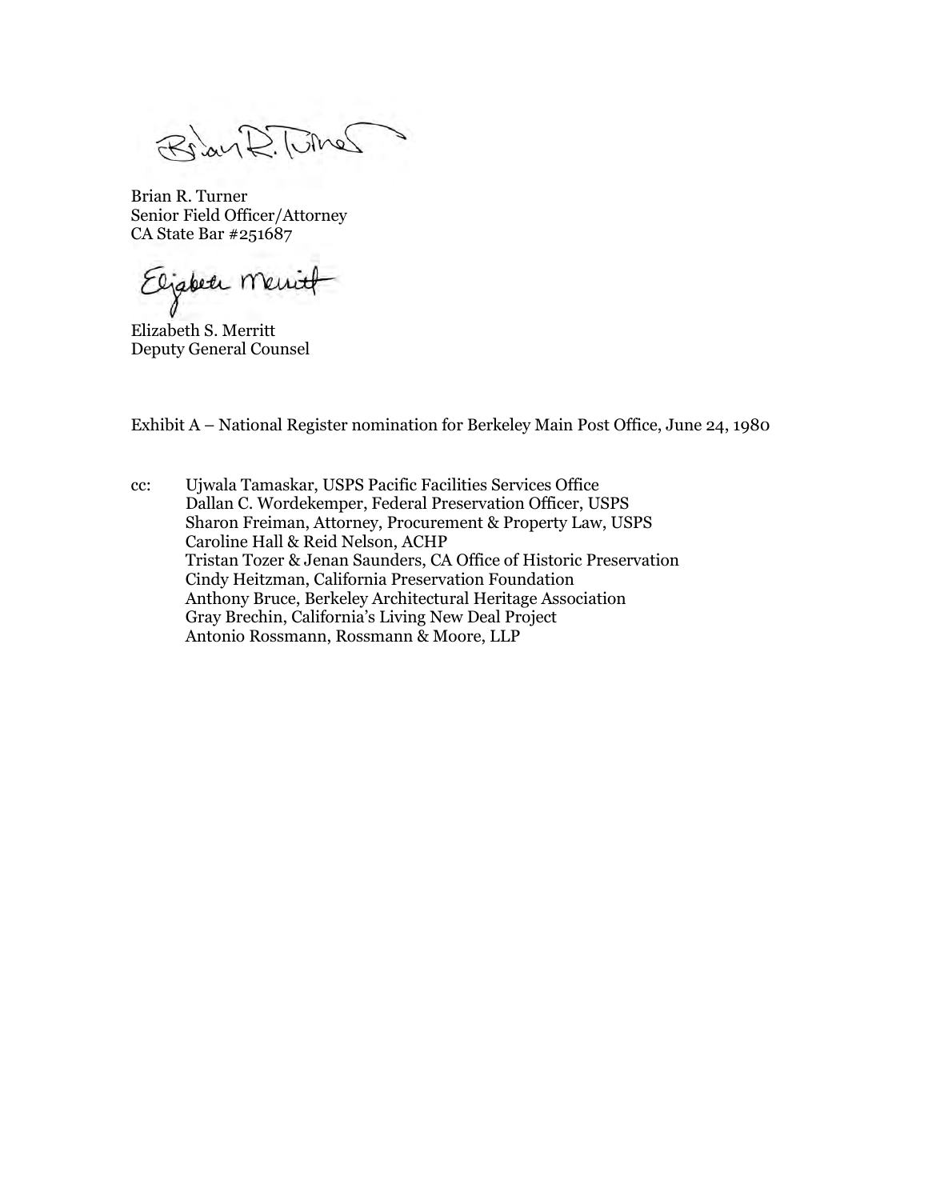Brian R. Turner
Senior Field Officer/Attorney
CA State Bar #251687

Elizabeth S. Merritt
Deputy General Counsel

Exhibit A – National Register nomination for Berkeley Main Post Office, June 24, 1980

cc: Ujwala Tamaskar, USPS Pacific Facilities Services Office
Dallan C. Wordekemper, Federal Preservation Officer, USPS
Sharon Freiman, Attorney, Procurement & Property Law, USPS
Caroline Hall & Reid Nelson, ACHP
Tristan Tozer & Jenan Saunders, CA Office of Historic Preservation
Cindy Heitzman, California Preservation Foundation
Anthony Bruce, Berkeley Architectural Heritage Association
Gray Brechin, California's Living New Deal Project
Antonio Rossmann, Rossmann & Moore, LLP